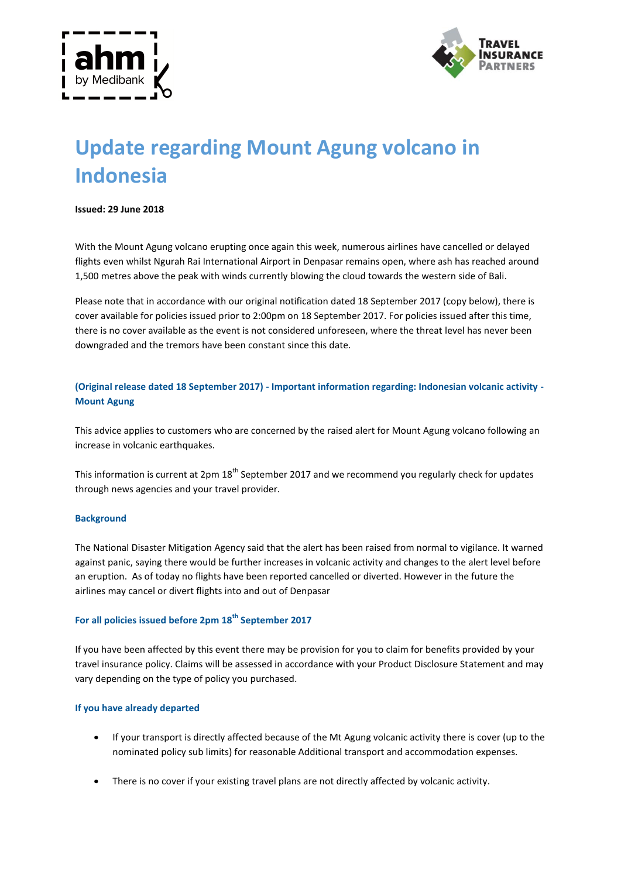# Update regarding Mount Agung volcano in Indonesia

**Issued: 29 June 2018**

With the Mount Agung volcano erupting once again this week, numerous airlines have cancelled or delayed flights even whilst Ngurah Rai International Airport in Denpasar remains open, where ash has reached around 1,500 metres above the peak with winds currently blowing the cloud towards the western side of Bali.

Please note that in accordance with our original notification dated 18 September 2017 (copy below), there is cover available for policies issued prior to 2:00pm on 18 September 2017. For policies issued after this time, there is no cover available as the event is not considered unforeseen, where the threat level has never been downgraded and the tremors have been constant since this date.

### (Original release dated 18 September 2017) - Important information regarding: Indonesian volcanic activity - Mount Agung

This advice applies to customers who are concerned by the raised alert for Mount Agung volcano following an increase in volcanic earthquakes.

This information is current at 2pm 18th September 2017 and we recommend you regularly check for updates through news agencies and your travel provider.

#### Background

The National Disaster Mitigation Agency said that the alert has been raised from normal to vigilance. It warned against panic, saying there would be further increases in volcanic activity and changes to the alert level before an eruption. As of today no flights have been reported cancelled or diverted. However in the future the airlines may cancel or divert flights into and out of Denpasar

#### For all policies issued before 2pm 18th September 2017

If you have been affected by this event there may be provision for you to claim for benefits provided by your travel insurance policy. Claims will be assessed in accordance with your Product Disclosure Statement and may vary depending on the type of policy you purchased.

#### If you have already departed

- If your transport is directly affected because of the Mt Agung volcanic activity there is cover (up to the nominated policy sub limits) for reasonable Additional transport and accommodation expenses.
- There is no cover if your existing travel plans are not directly affected by volcanic activity.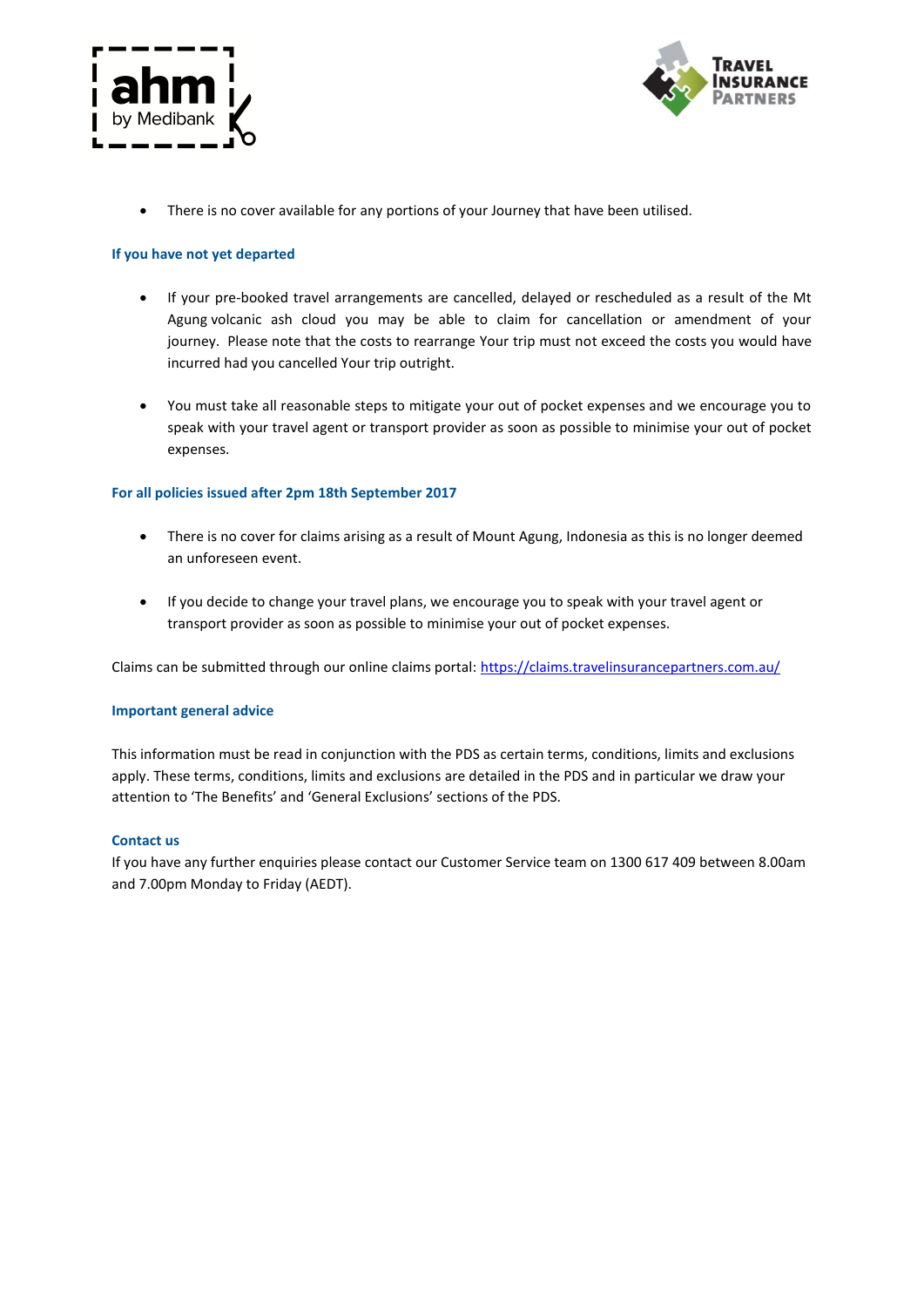- There is no cover available for any portions of your Journey that have been utilised.

### If you have not yet departed

- If your pre-booked travel arrangements are cancelled, delayed or rescheduled as a result of the Mt Agung volcanic ash cloud you may be able to claim for cancellation or amendment of your journey. Please note that the costs to rearrange Your trip must not exceed the costs you would have incurred had you cancelled Your trip outright.

- You must take all reasonable steps to mitigate your out of pocket expenses and we encourage you to speak with your travel agent or transport provider as soon as possible to minimise your out of pocket expenses.

### For all policies issued after 2pm 18th September 2017

- There is no cover for claims arising as a result of Mount Agung, Indonesia as this is no longer deemed an unforeseen event.

- If you decide to change your travel plans, we encourage you to speak with your travel agent or transport provider as soon as possible to minimise your out of pocket expenses.

Claims can be submitted through our online claims portal: [https://claims.travelinsurancepartners.com.au/](https://claims.travelinsurancepartners.com.au/)

### Important general advice

This information must be read in conjunction with the PDS as certain terms, conditions, limits and exclusions apply. These terms, conditions, limits and exclusions are detailed in the PDS and in particular we draw your attention to 'The Benefits' and 'General Exclusions' sections of the PDS.

### Contact us

If you have any further enquiries please contact our Customer Service team on 1300 617 409 between 8.00am and 7.00pm Monday to Friday (AEDT).